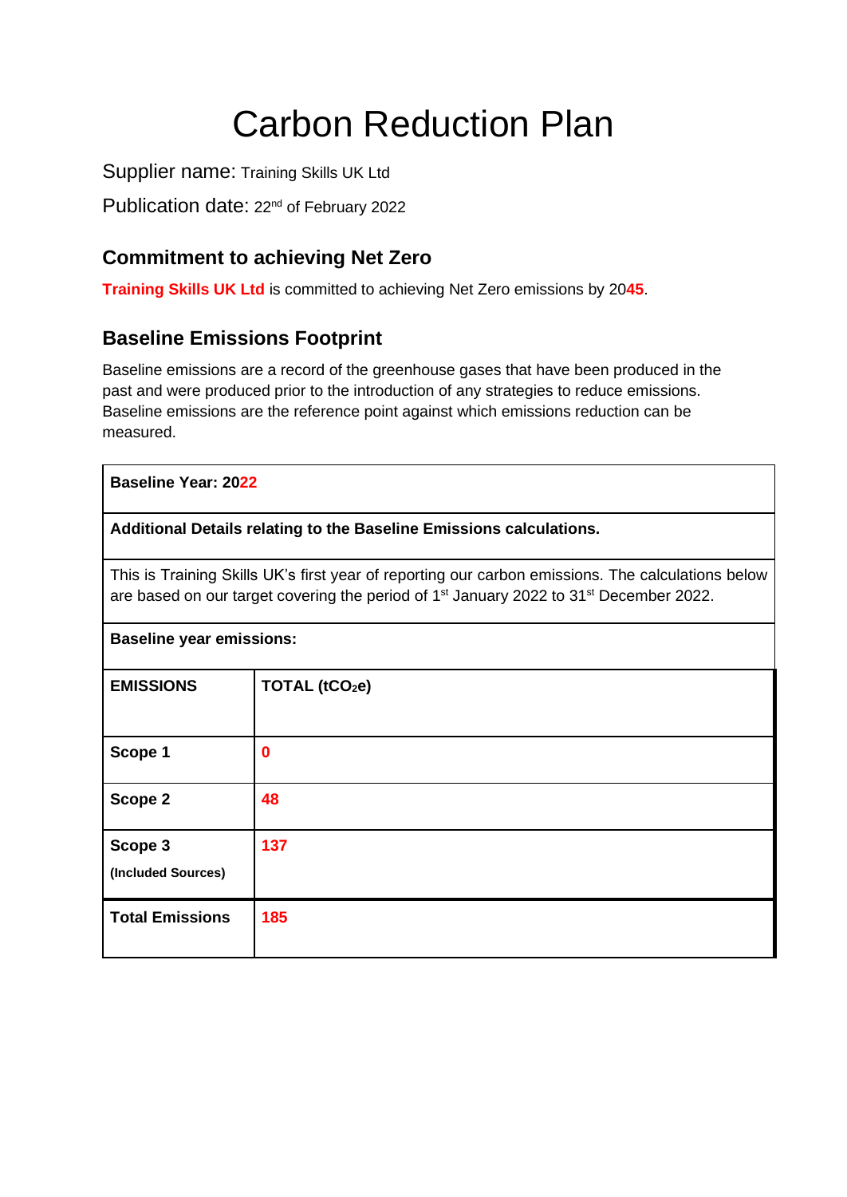# Carbon Reduction Plan

Supplier name: Training Skills UK Ltd

Publication date: 22nd of February 2022

## Commitment to achieving Net Zero

**Training Skills UK Ltd** is committed to achieving Net Zero emissions by 2045.

## Baseline Emissions Footprint

Baseline emissions are a record of the greenhouse gases that have been produced in the past and were produced prior to the introduction of any strategies to reduce emissions. Baseline emissions are the reference point against which emissions reduction can be measured.

| **Baseline Year: 2022** | |
|---|---|
| **Additional Details relating to the Baseline Emissions calculations.** | |
| This is Training Skills UK's first year of reporting our carbon emissions. The calculations below are based on our target covering the period of 1st January 2022 to 31st December 2022. | |
| **Baseline year emissions:** | |
| **EMISSIONS** | **TOTAL ($tCO_2e$)** |
| **Scope 1** | **0** |
| **Scope 2** | **48** |
| **Scope 3** **(Included Sources)** | **137** |
| **Total Emissions** | **185** |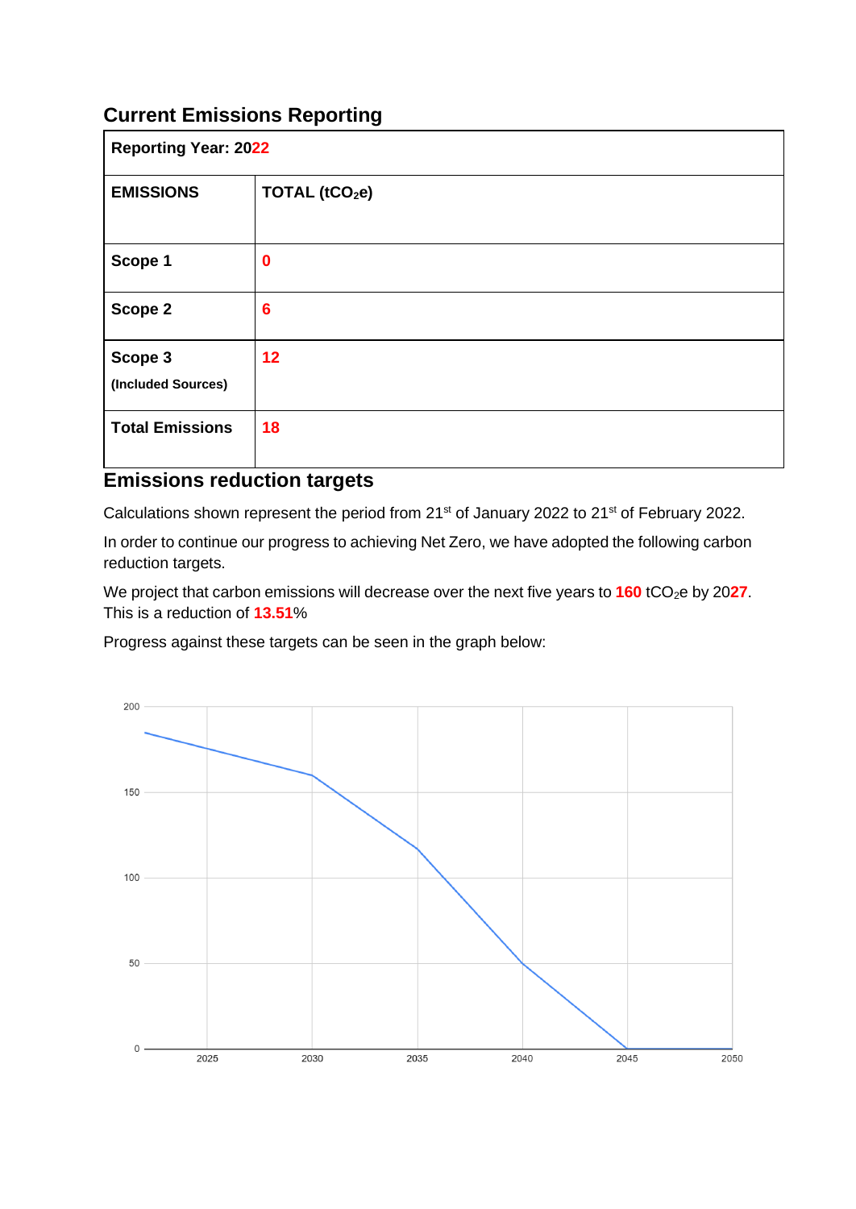## Current Emissions Reporting

| Reporting Year: 2022 | |
|---|---|
| **EMISSIONS** | **TOTAL ($tCO_2e$)** |
| **Scope 1** | **0** |
| **Scope 2** | **6** |
| **Scope 3** (Included Sources) | **12** |
| **Total Emissions** | **18** |

## Emissions reduction targets

Calculations shown represent the period from 21st of January 2022 to 21st of February 2022.

In order to continue our progress to achieving Net Zero, we have adopted the following carbon reduction targets.

We project that carbon emissions will decrease over the next five years to **160** $tCO_2e$ by 20**27**. This is a reduction of **13.51**%

Progress against these targets can be seen in the graph below: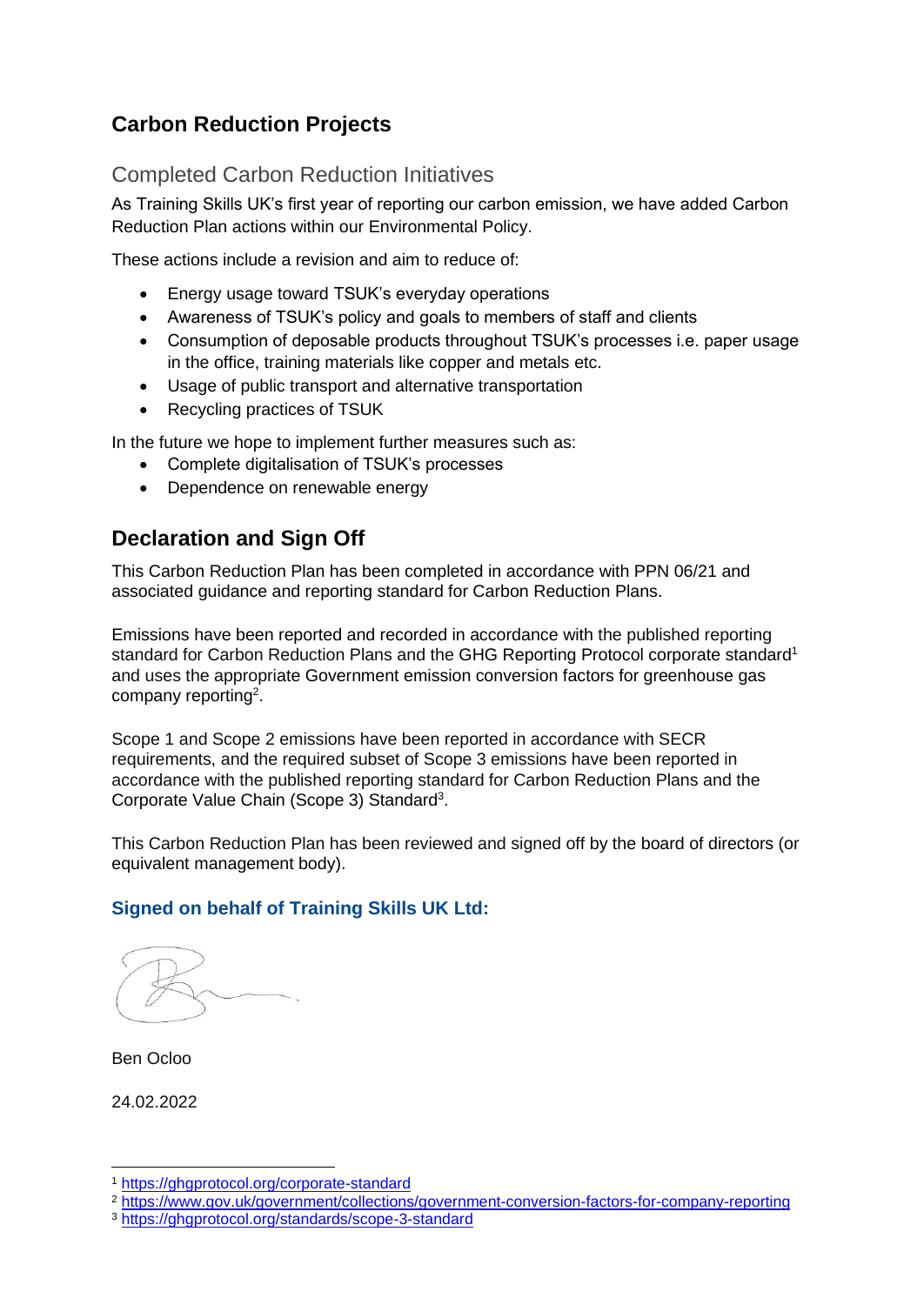## Carbon Reduction Projects

### Completed Carbon Reduction Initiatives

As Training Skills UK's first year of reporting our carbon emission, we have added Carbon Reduction Plan actions within our Environmental Policy.

These actions include a revision and aim to reduce of:

- Energy usage toward TSUK's everyday operations
- Awareness of TSUK's policy and goals to members of staff and clients
- Consumption of deposable products throughout TSUK's processes i.e. paper usage in the office, training materials like copper and metals etc.
- Usage of public transport and alternative transportation
- Recycling practices of TSUK

In the future we hope to implement further measures such as:

- Complete digitalisation of TSUK's processes
- Dependence on renewable energy

## Declaration and Sign Off

This Carbon Reduction Plan has been completed in accordance with PPN 06/21 and associated guidance and reporting standard for Carbon Reduction Plans.

Emissions have been reported and recorded in accordance with the published reporting standard for Carbon Reduction Plans and the GHG Reporting Protocol corporate standard[1] and uses the appropriate Government emission conversion factors for greenhouse gas company reporting[2].

Scope 1 and Scope 2 emissions have been reported in accordance with SECR requirements, and the required subset of Scope 3 emissions have been reported in accordance with the published reporting standard for Carbon Reduction Plans and the Corporate Value Chain (Scope 3) Standard[3].

This Carbon Reduction Plan has been reviewed and signed off by the board of directors (or equivalent management body).

**Signed on behalf of Training Skills UK Ltd:**

Ben Ocloo

24.02.2022

---

[1] https://ghgprotocol.org/corporate-standard

[2] https://www.gov.uk/government/collections/government-conversion-factors-for-company-reporting

[3] https://ghgprotocol.org/standards/scope-3-standard